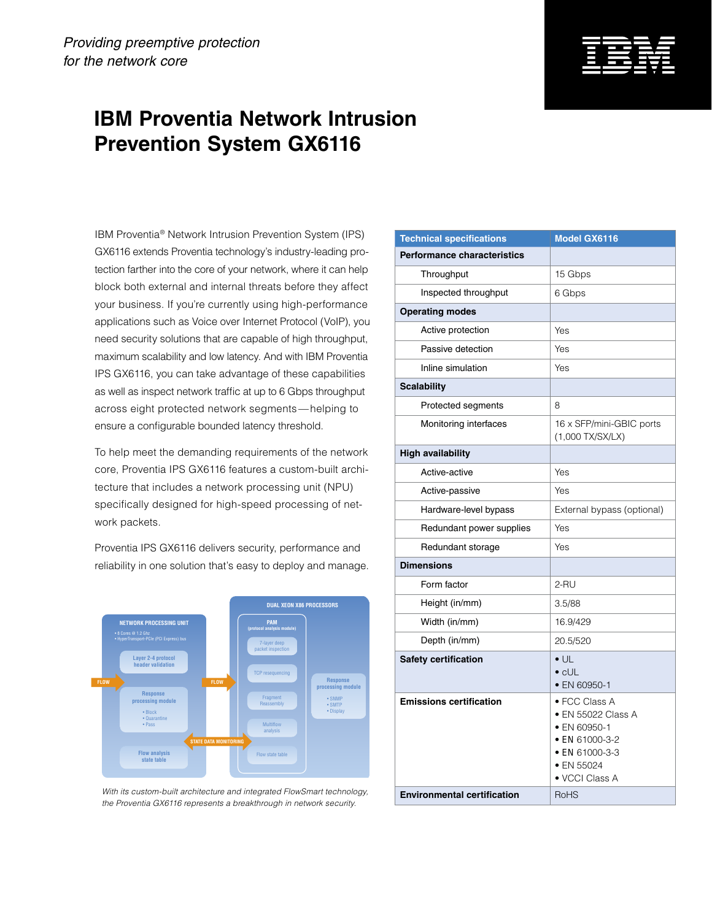*Providing preemptive protection for the network core*

# IBM Proventia Network Intrusion Prevention System GX6116

IBM Proventia® Network Intrusion Prevention System (IPS) GX6116 extends Proventia technology's industry-leading protection farther into the core of your network, where it can help block both external and internal threats before they affect your business. If you're currently using high-performance applications such as Voice over Internet Protocol (VoIP), you need security solutions that are capable of high throughput, maximum scalability and low latency. And with IBM Proventia IPS GX6116, you can take advantage of these capabilities as well as inspect network traffic at up to 6 Gbps throughput across eight protected network segments—helping to ensure a configurable bounded latency threshold.

To help meet the demanding requirements of the network core, Proventia IPS GX6116 features a custom-built architecture that includes a network processing unit (NPU) specifically designed for high-speed processing of network packets.

Proventia IPS GX6116 delivers security, performance and reliability in one solution that's easy to deploy and manage.

*With its custom-built architecture and integrated FlowSmart technology, the Proventia GX6116 represents a breakthrough in network security.*

| Technical specifications | Model GX6116 |
|---|---|
| **Performance characteristics** | |
| Throughput | 15 Gbps |
| Inspected throughput | 6 Gbps |
| **Operating modes** | |
| Active protection | Yes |
| Passive detection | Yes |
| Inline simulation | Yes |
| **Scalability** | |
| Protected segments | 8 |
| Monitoring interfaces | 16 x SFP/mini-GBIC ports (1,000 TX/SX/LX) |
| **High availability** | |
| Active-active | Yes |
| Active-passive | Yes |
| Hardware-level bypass | External bypass (optional) |
| Redundant power supplies | Yes |
| Redundant storage | Yes |
| **Dimensions** | |
| Form factor | 2-RU |
| Height (in/mm) | 3.5/88 |
| Width (in/mm) | 16.9/429 |
| Depth (in/mm) | 20.5/520 |
| **Safety certification** | • UL<br>• cUL<br>• EN 60950-1 |
| **Emissions certification** | • FCC Class A<br>• EN 55022 Class A<br>• EN 60950-1<br>• EN 61000-3-2<br>• EN 61000-3-3<br>• EN 55024<br>• VCCI Class A |
| **Environmental certification** | RoHS |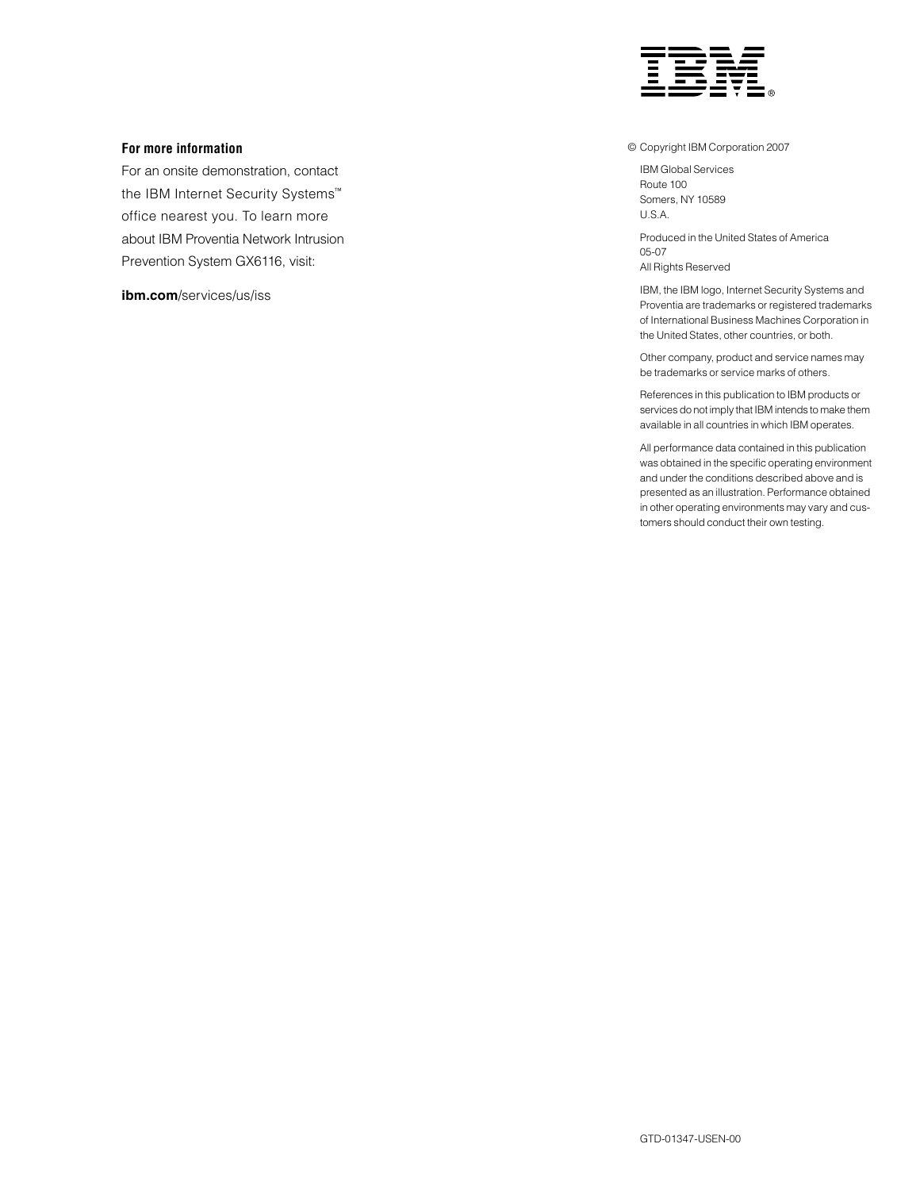**For more information**

For an onsite demonstration, contact the IBM Internet Security Systems™ office nearest you. To learn more about IBM Proventia Network Intrusion Prevention System GX6116, visit:

**ibm.com**/services/us/iss

© Copyright IBM Corporation 2007

IBM Global Services
Route 100
Somers, NY 10589
U.S.A.

Produced in the United States of America
05-07
All Rights Reserved

IBM, the IBM logo, Internet Security Systems and Proventia are trademarks or registered trademarks of International Business Machines Corporation in the United States, other countries, or both.

Other company, product and service names may be trademarks or service marks of others.

References in this publication to IBM products or services do not imply that IBM intends to make them available in all countries in which IBM operates.

All performance data contained in this publication was obtained in the specific operating environment and under the conditions described above and is presented as an illustration. Performance obtained in other operating environments may vary and customers should conduct their own testing.

GTD-01347-USEN-00